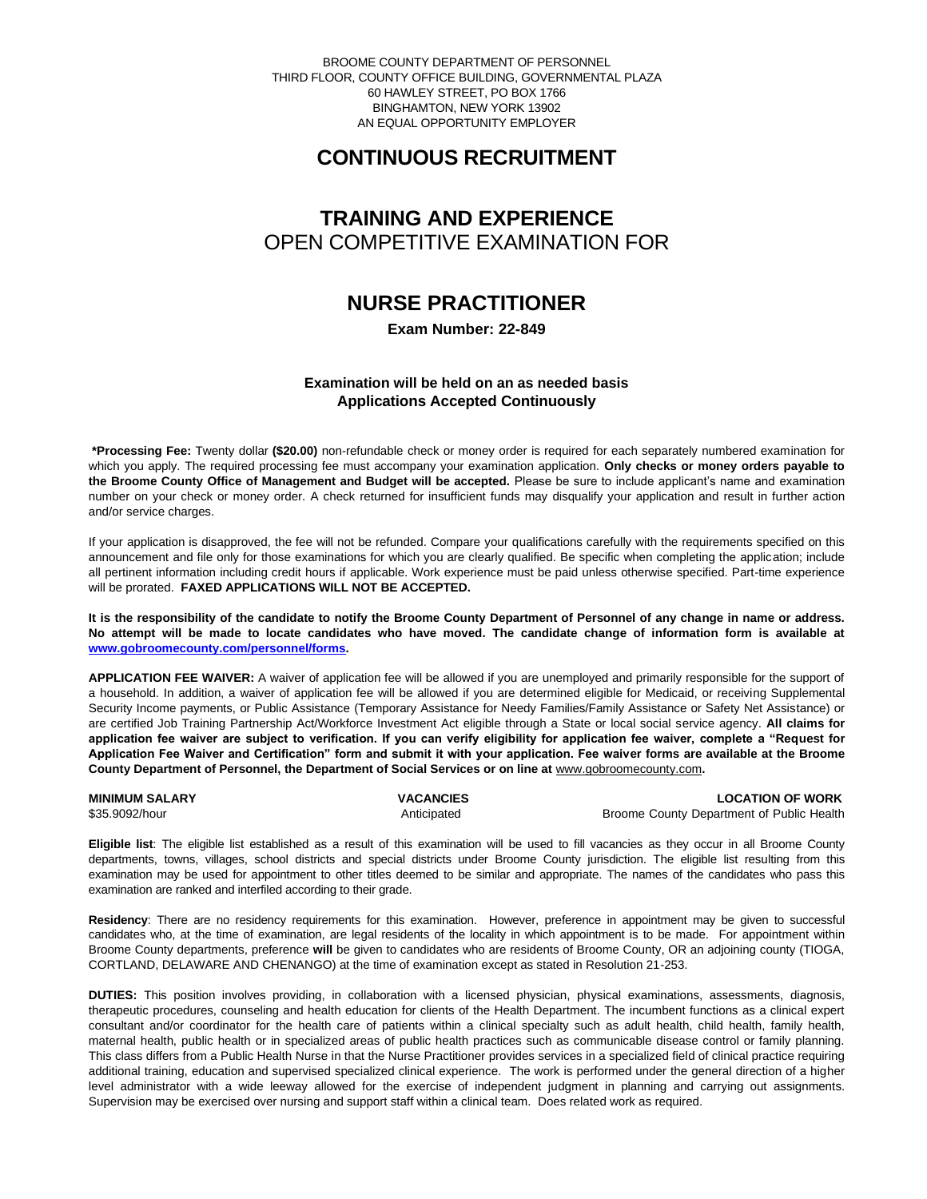BROOME COUNTY DEPARTMENT OF PERSONNEL
THIRD FLOOR, COUNTY OFFICE BUILDING, GOVERNMENTAL PLAZA
60 HAWLEY STREET, PO BOX 1766
BINGHAMTON, NEW YORK 13902
AN EQUAL OPPORTUNITY EMPLOYER

# CONTINUOUS RECRUITMENT

# TRAINING AND EXPERIENCE
## OPEN COMPETITIVE EXAMINATION FOR

# NURSE PRACTITIONER

**Exam Number: 22-849**

**Examination will be held on an as needed basis**
**Applications Accepted Continuously**

**\*Processing Fee:** Twenty dollar **($20.00)** non-refundable check or money order is required for each separately numbered examination for which you apply. The required processing fee must accompany your examination application. **Only checks or money orders payable to the Broome County Office of Management and Budget will be accepted.** Please be sure to include applicant's name and examination number on your check or money order. A check returned for insufficient funds may disqualify your application and result in further action and/or service charges.

If your application is disapproved, the fee will not be refunded. Compare your qualifications carefully with the requirements specified on this announcement and file only for those examinations for which you are clearly qualified. Be specific when completing the application; include all pertinent information including credit hours if applicable. Work experience must be paid unless otherwise specified. Part-time experience will be prorated. **FAXED APPLICATIONS WILL NOT BE ACCEPTED.**

**It is the responsibility of the candidate to notify the Broome County Department of Personnel of any change in name or address. No attempt will be made to locate candidates who have moved. The candidate change of information form is available at www.gobroomecounty.com/personnel/forms.**

**APPLICATION FEE WAIVER:** A waiver of application fee will be allowed if you are unemployed and primarily responsible for the support of a household. In addition, a waiver of application fee will be allowed if you are determined eligible for Medicaid, or receiving Supplemental Security Income payments, or Public Assistance (Temporary Assistance for Needy Families/Family Assistance or Safety Net Assistance) or are certified Job Training Partnership Act/Workforce Investment Act eligible through a State or local social service agency. **All claims for application fee waiver are subject to verification. If you can verify eligibility for application fee waiver, complete a "Request for Application Fee Waiver and Certification" form and submit it with your application. Fee waiver forms are available at the Broome County Department of Personnel, the Department of Social Services or on line at** www.gobroomecounty.com**.**

| MINIMUM SALARY | VACANCIES | LOCATION OF WORK |
|---|---|---|
| $35.9092/hour | Anticipated | Broome County Department of Public Health |

**Eligible list**: The eligible list established as a result of this examination will be used to fill vacancies as they occur in all Broome County departments, towns, villages, school districts and special districts under Broome County jurisdiction. The eligible list resulting from this examination may be used for appointment to other titles deemed to be similar and appropriate. The names of the candidates who pass this examination are ranked and interfiled according to their grade.

**Residency**: There are no residency requirements for this examination. However, preference in appointment may be given to successful candidates who, at the time of examination, are legal residents of the locality in which appointment is to be made. For appointment within Broome County departments, preference **will** be given to candidates who are residents of Broome County, OR an adjoining county (TIOGA, CORTLAND, DELAWARE AND CHENANGO) at the time of examination except as stated in Resolution 21-253.

**DUTIES:** This position involves providing, in collaboration with a licensed physician, physical examinations, assessments, diagnosis, therapeutic procedures, counseling and health education for clients of the Health Department. The incumbent functions as a clinical expert consultant and/or coordinator for the health care of patients within a clinical specialty such as adult health, child health, family health, maternal health, public health or in specialized areas of public health practices such as communicable disease control or family planning. This class differs from a Public Health Nurse in that the Nurse Practitioner provides services in a specialized field of clinical practice requiring additional training, education and supervised specialized clinical experience. The work is performed under the general direction of a higher level administrator with a wide leeway allowed for the exercise of independent judgment in planning and carrying out assignments. Supervision may be exercised over nursing and support staff within a clinical team. Does related work as required.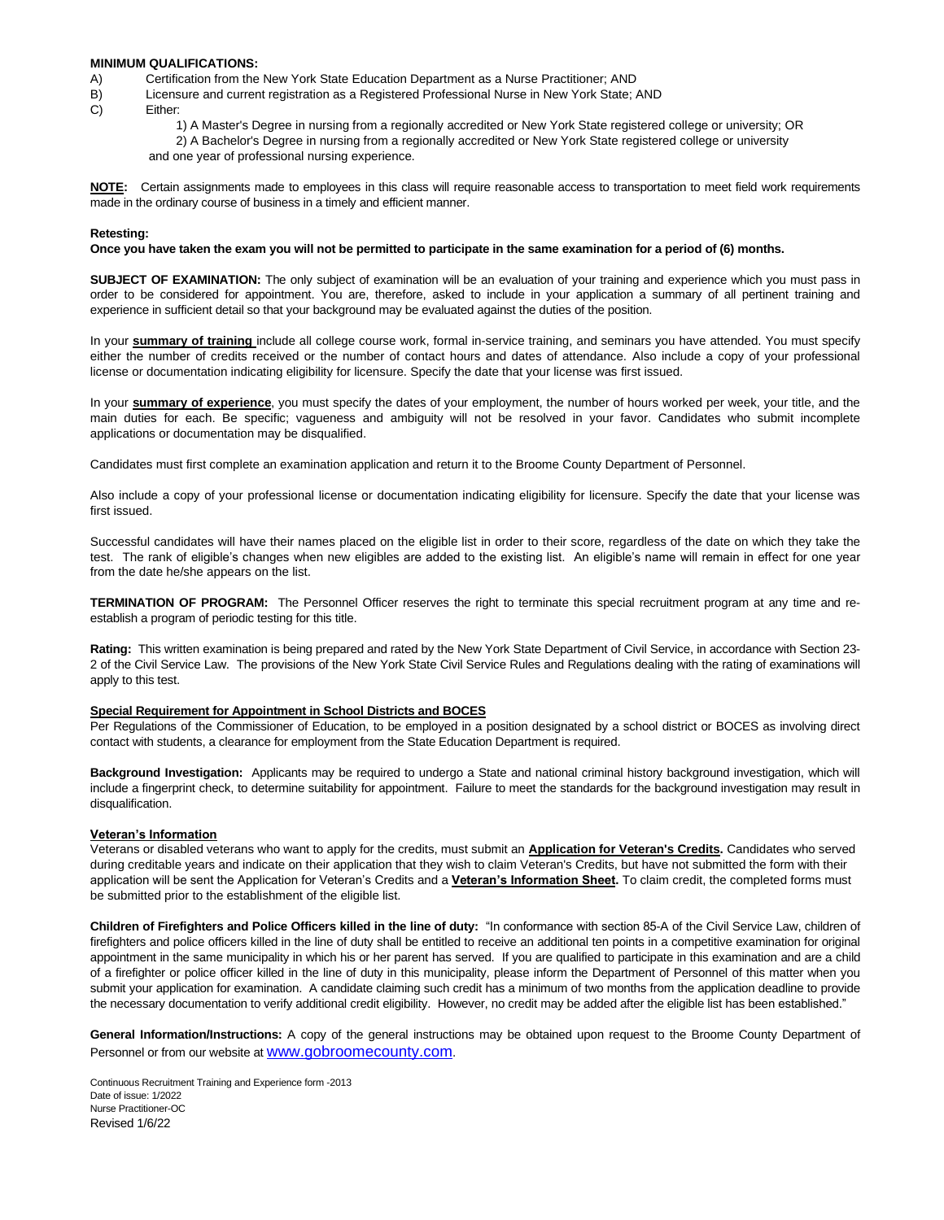**MINIMUM QUALIFICATIONS:**

A) Certification from the New York State Education Department as a Nurse Practitioner; AND

B) Licensure and current registration as a Registered Professional Nurse in New York State; AND

C) Either:

1) A Master's Degree in nursing from a regionally accredited or New York State registered college or university; OR

2) A Bachelor's Degree in nursing from a regionally accredited or New York State registered college or university and one year of professional nursing experience.

**NOTE:** Certain assignments made to employees in this class will require reasonable access to transportation to meet field work requirements made in the ordinary course of business in a timely and efficient manner.

**Retesting:**

**Once you have taken the exam you will not be permitted to participate in the same examination for a period of (6) months.**

**SUBJECT OF EXAMINATION:** The only subject of examination will be an evaluation of your training and experience which you must pass in order to be considered for appointment. You are, therefore, asked to include in your application a summary of all pertinent training and experience in sufficient detail so that your background may be evaluated against the duties of the position.

In your **summary of training** include all college course work, formal in-service training, and seminars you have attended. You must specify either the number of credits received or the number of contact hours and dates of attendance. Also include a copy of your professional license or documentation indicating eligibility for licensure. Specify the date that your license was first issued.

In your **summary of experience**, you must specify the dates of your employment, the number of hours worked per week, your title, and the main duties for each. Be specific; vagueness and ambiguity will not be resolved in your favor. Candidates who submit incomplete applications or documentation may be disqualified.

Candidates must first complete an examination application and return it to the Broome County Department of Personnel.

Also include a copy of your professional license or documentation indicating eligibility for licensure. Specify the date that your license was first issued.

Successful candidates will have their names placed on the eligible list in order to their score, regardless of the date on which they take the test. The rank of eligible's changes when new eligibles are added to the existing list. An eligible's name will remain in effect for one year from the date he/she appears on the list.

**TERMINATION OF PROGRAM:** The Personnel Officer reserves the right to terminate this special recruitment program at any time and re-establish a program of periodic testing for this title.

**Rating:** This written examination is being prepared and rated by the New York State Department of Civil Service, in accordance with Section 23-2 of the Civil Service Law. The provisions of the New York State Civil Service Rules and Regulations dealing with the rating of examinations will apply to this test.

**Special Requirement for Appointment in School Districts and BOCES**

Per Regulations of the Commissioner of Education, to be employed in a position designated by a school district or BOCES as involving direct contact with students, a clearance for employment from the State Education Department is required.

**Background Investigation:** Applicants may be required to undergo a State and national criminal history background investigation, which will include a fingerprint check, to determine suitability for appointment. Failure to meet the standards for the background investigation may result in disqualification.

**Veteran's Information**

Veterans or disabled veterans who want to apply for the credits, must submit an **Application for Veteran's Credits.** Candidates who served during creditable years and indicate on their application that they wish to claim Veteran's Credits, but have not submitted the form with their application will be sent the Application for Veteran's Credits and a **Veteran's Information Sheet.** To claim credit, the completed forms must be submitted prior to the establishment of the eligible list.

**Children of Firefighters and Police Officers killed in the line of duty:** "In conformance with section 85-A of the Civil Service Law, children of firefighters and police officers killed in the line of duty shall be entitled to receive an additional ten points in a competitive examination for original appointment in the same municipality in which his or her parent has served. If you are qualified to participate in this examination and are a child of a firefighter or police officer killed in the line of duty in this municipality, please inform the Department of Personnel of this matter when you submit your application for examination. A candidate claiming such credit has a minimum of two months from the application deadline to provide the necessary documentation to verify additional credit eligibility. However, no credit may be added after the eligible list has been established."

**General Information/Instructions:** A copy of the general instructions may be obtained upon request to the Broome County Department of Personnel or from our website at www.gobroomecounty.com.

Continuous Recruitment Training and Experience form -2013
Date of issue: 1/2022
Nurse Practitioner-OC
Revised 1/6/22